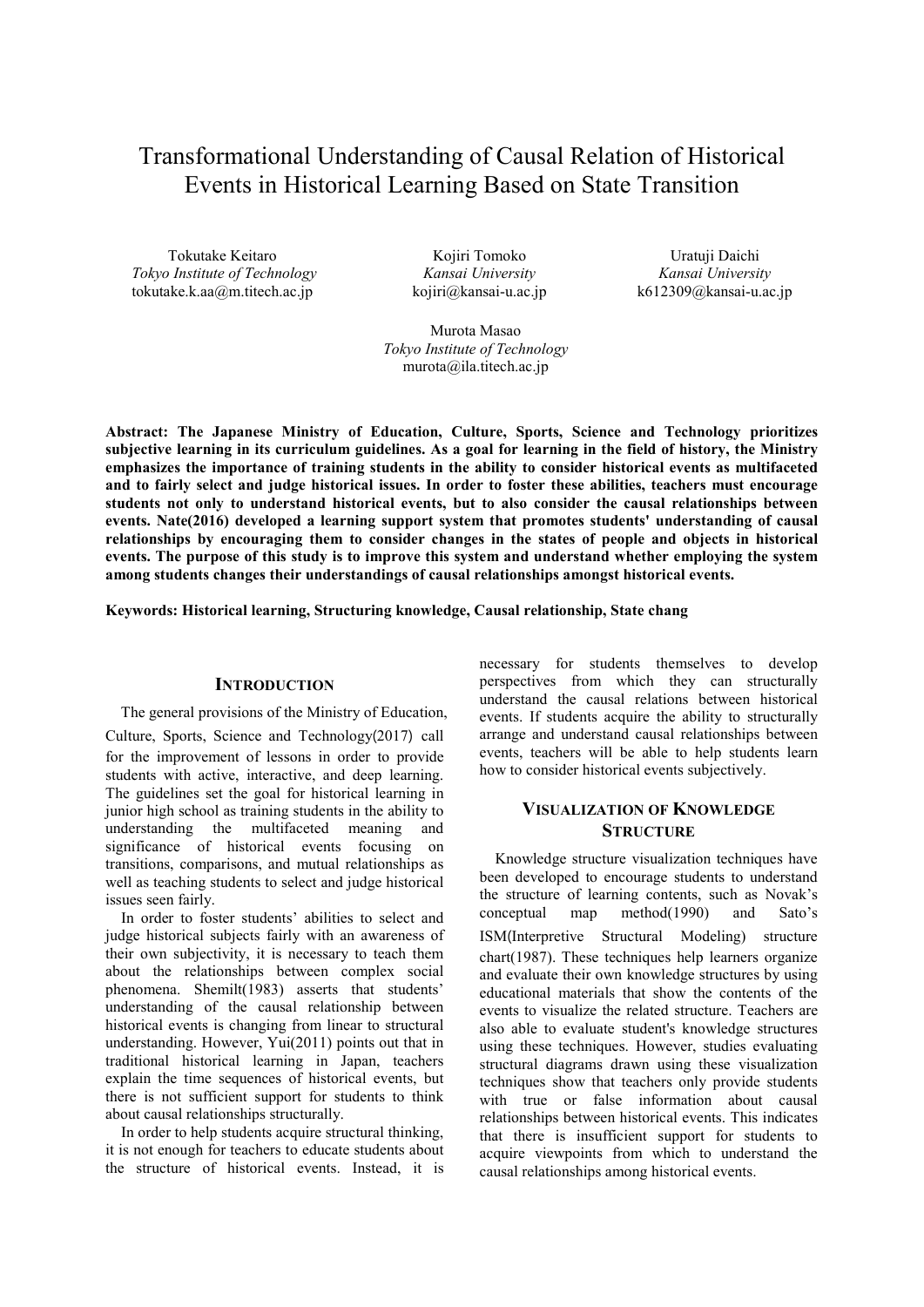# Transformational Understanding of Causal Relation of Historical Events in Historical Learning Based on State Transition

Tokutake Keitaro
*Tokyo Institute of Technology*
tokutake.k.aa@m.titech.ac.jp

Kojiri Tomoko
*Kansai University*
kojiri@kansai-u.ac.jp

Uratuji Daichi
*Kansai University*
k612309@kansai-u.ac.jp

Murota Masao
*Tokyo Institute of Technology*
murota@ila.titech.ac.jp

**Abstract: The Japanese Ministry of Education, Culture, Sports, Science and Technology prioritizes subjective learning in its curriculum guidelines. As a goal for learning in the field of history, the Ministry emphasizes the importance of training students in the ability to consider historical events as multifaceted and to fairly select and judge historical issues. In order to foster these abilities, teachers must encourage students not only to understand historical events, but to also consider the causal relationships between events. Nate(2016) developed a learning support system that promotes students' understanding of causal relationships by encouraging them to consider changes in the states of people and objects in historical events. The purpose of this study is to improve this system and understand whether employing the system among students changes their understandings of causal relationships amongst historical events.**

**Keywords: Historical learning, Structuring knowledge, Causal relationship, State chang**

## INTRODUCTION

The general provisions of the Ministry of Education, Culture, Sports, Science and Technology(2017) call for the improvement of lessons in order to provide students with active, interactive, and deep learning. The guidelines set the goal for historical learning in junior high school as training students in the ability to understanding the multifaceted meaning and significance of historical events focusing on transitions, comparisons, and mutual relationships as well as teaching students to select and judge historical issues seen fairly.

In order to foster students' abilities to select and judge historical subjects fairly with an awareness of their own subjectivity, it is necessary to teach them about the relationships between complex social phenomena. Shemilt(1983) asserts that students' understanding of the causal relationship between historical events is changing from linear to structural understanding. However, Yui(2011) points out that in traditional historical learning in Japan, teachers explain the time sequences of historical events, but there is not sufficient support for students to think about causal relationships structurally.

In order to help students acquire structural thinking, it is not enough for teachers to educate students about the structure of historical events. Instead, it is necessary for students themselves to develop perspectives from which they can structurally understand the causal relations between historical events. If students acquire the ability to structurally arrange and understand causal relationships between events, teachers will be able to help students learn how to consider historical events subjectively.

## VISUALIZATION OF KNOWLEDGE STRUCTURE

Knowledge structure visualization techniques have been developed to encourage students to understand the structure of learning contents, such as Novak's conceptual map method(1990) and Sato's ISM(Interpretive Structural Modeling) structure chart(1987). These techniques help learners organize and evaluate their own knowledge structures by using educational materials that show the contents of the events to visualize the related structure. Teachers are also able to evaluate student's knowledge structures using these techniques. However, studies evaluating structural diagrams drawn using these visualization techniques show that teachers only provide students with true or false information about causal relationships between historical events. This indicates that there is insufficient support for students to acquire viewpoints from which to understand the causal relationships among historical events.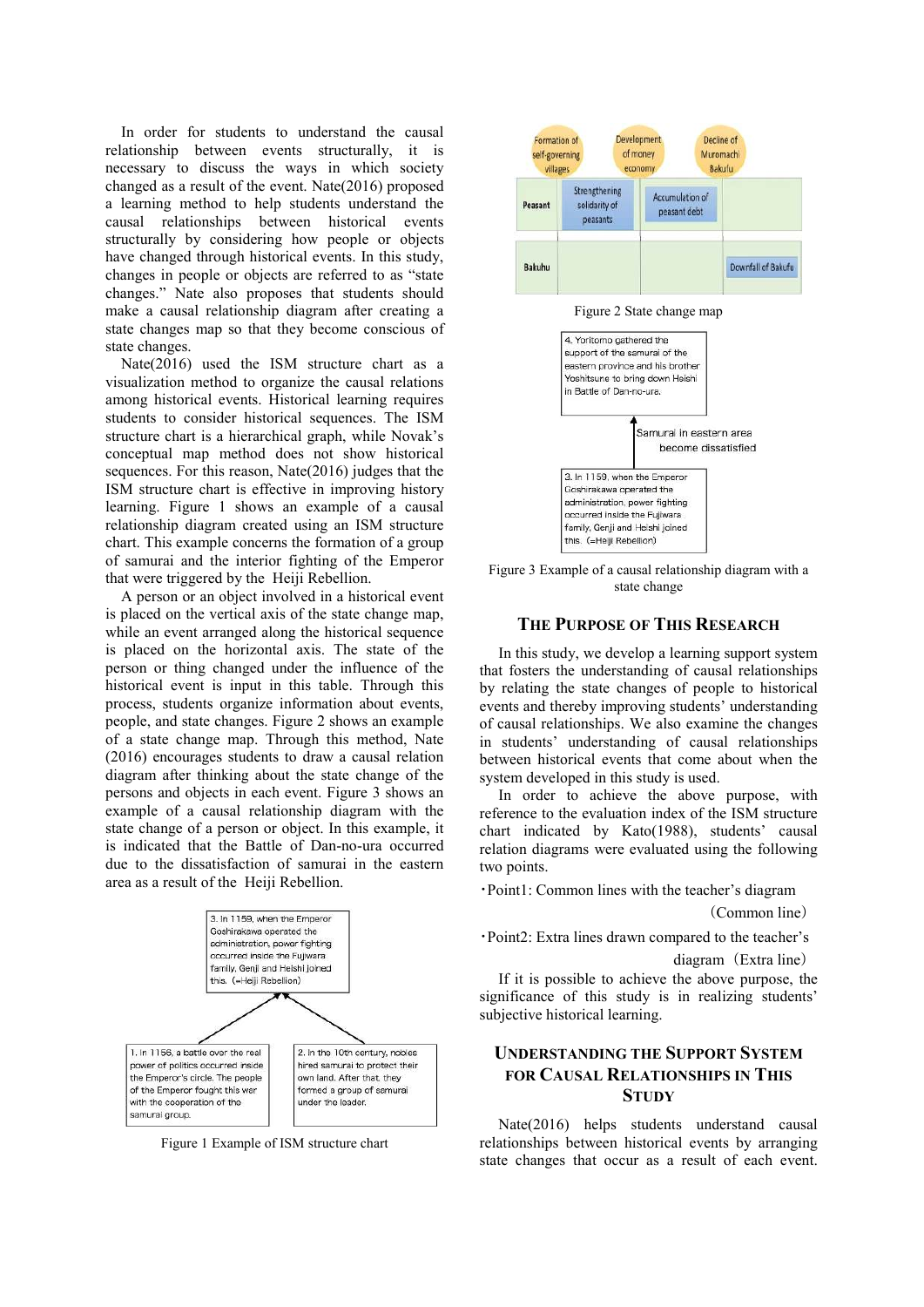In order for students to understand the causal relationship between events structurally, it is necessary to discuss the ways in which society changed as a result of the event. Nate(2016) proposed a learning method to help students understand the causal relationships between historical events structurally by considering how people or objects have changed through historical events. In this study, changes in people or objects are referred to as "state changes." Nate also proposes that students should make a causal relationship diagram after creating a state changes map so that they become conscious of state changes.

Nate(2016) used the ISM structure chart as a visualization method to organize the causal relations among historical events. Historical learning requires students to consider historical sequences. The ISM structure chart is a hierarchical graph, while Novak's conceptual map method does not show historical sequences. For this reason, Nate(2016) judges that the ISM structure chart is effective in improving history learning. Figure 1 shows an example of a causal relationship diagram created using an ISM structure chart. This example concerns the formation of a group of samurai and the interior fighting of the Emperor that were triggered by the Heiji Rebellion.

A person or an object involved in a historical event is placed on the vertical axis of the state change map, while an event arranged along the historical sequence is placed on the horizontal axis. The state of the person or thing changed under the influence of the historical event is input in this table. Through this process, students organize information about events, people, and state changes. Figure 2 shows an example of a state change map. Through this method, Nate (2016) encourages students to draw a causal relation diagram after thinking about the state change of the persons and objects in each event. Figure 3 shows an example of a causal relationship diagram with the state change of a person or object. In this example, it is indicated that the Battle of Dan-no-ura occurred due to the dissatisfaction of samurai in the eastern area as a result of the Heiji Rebellion.

Figure 1 Example of ISM structure chart

Figure 2 State change map

Figure 3 Example of a causal relationship diagram with a state change

## The Purpose of This Research

In this study, we develop a learning support system that fosters the understanding of causal relationships by relating the state changes of people to historical events and thereby improving students' understanding of causal relationships. We also examine the changes in students' understanding of causal relationships between historical events that come about when the system developed in this study is used.

In order to achieve the above purpose, with reference to the evaluation index of the ISM structure chart indicated by Kato(1988), students' causal relation diagrams were evaluated using the following two points.

・Point1: Common lines with the teacher's diagram (Common line)

・Point2: Extra lines drawn compared to the teacher's diagram (Extra line)

If it is possible to achieve the above purpose, the significance of this study is in realizing students' subjective historical learning.

## Understanding the Support System for Causal Relationships in This Study

Nate(2016) helps students understand causal relationships between historical events by arranging state changes that occur as a result of each event.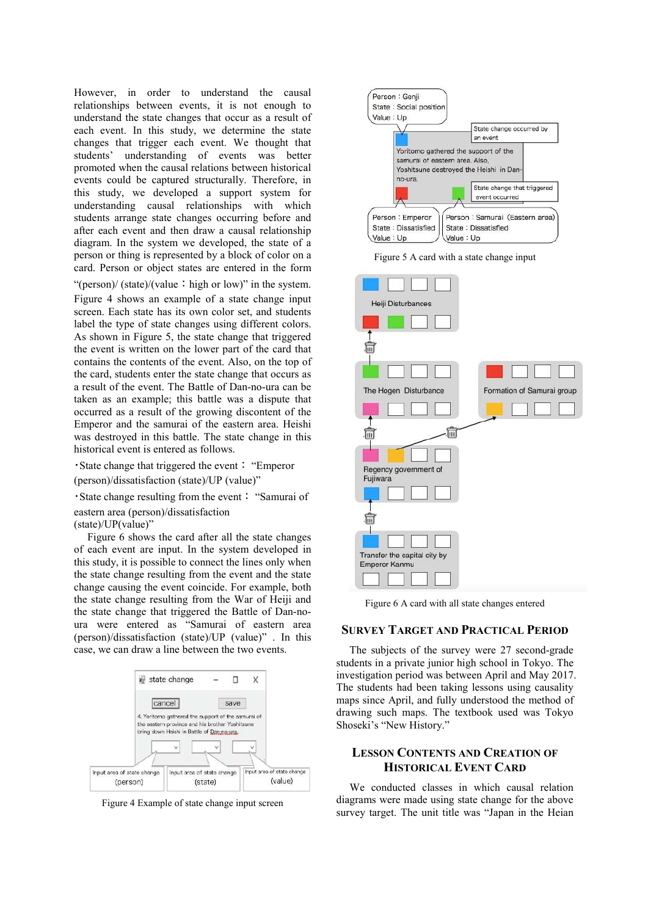However, in order to understand the causal relationships between events, it is not enough to understand the state changes that occur as a result of each event. In this study, we determine the state changes that trigger each event. We thought that students' understanding of events was better promoted when the causal relations between historical events could be captured structurally. Therefore, in this study, we developed a support system for understanding causal relationships with which students arrange state changes occurring before and after each event and then draw a causal relationship diagram. In the system we developed, the state of a person or thing is represented by a block of color on a card. Person or object states are entered in the form "(person)/ (state)/(value：high or low)" in the system. Figure 4 shows an example of a state change input screen. Each state has its own color set, and students label the type of state changes using different colors. As shown in Figure 5, the state change that triggered the event is written on the lower part of the card that contains the contents of the event. Also, on the top of the card, students enter the state change that occurs as a result of the event. The Battle of Dan-no-ura can be taken as an example; this battle was a dispute that occurred as a result of the growing discontent of the Emperor and the samurai of the eastern area. Heishi was destroyed in this battle. The state change in this historical event is entered as follows.

・State change that triggered the event： "Emperor (person)/dissatisfaction (state)/UP (value)"

・State change resulting from the event： "Samurai of eastern area (person)/dissatisfaction (state)/UP(value)"

Figure 6 shows the card after all the state changes of each event are input. In the system developed in this study, it is possible to connect the lines only when the state change resulting from the event and the state change causing the event coincide. For example, both the state change resulting from the War of Heiji and the state change that triggered the Battle of Dan-no-ura were entered as "Samurai of eastern area (person)/dissatisfaction (state)/UP (value)" . In this case, we can draw a line between the two events.

Figure 4 Example of state change input screen

Figure 5 A card with a state change input

Figure 6 A card with all state changes entered

## Survey Target and Practical Period

The subjects of the survey were 27 second-grade students in a private junior high school in Tokyo. The investigation period was between April and May 2017. The students had been taking lessons using causality maps since April, and fully understood the method of drawing such maps. The textbook used was Tokyo Shoseki's "New History."

## Lesson Contents and Creation of Historical Event Card

We conducted classes in which causal relation diagrams were made using state change for the above survey target. The unit title was "Japan in the Heian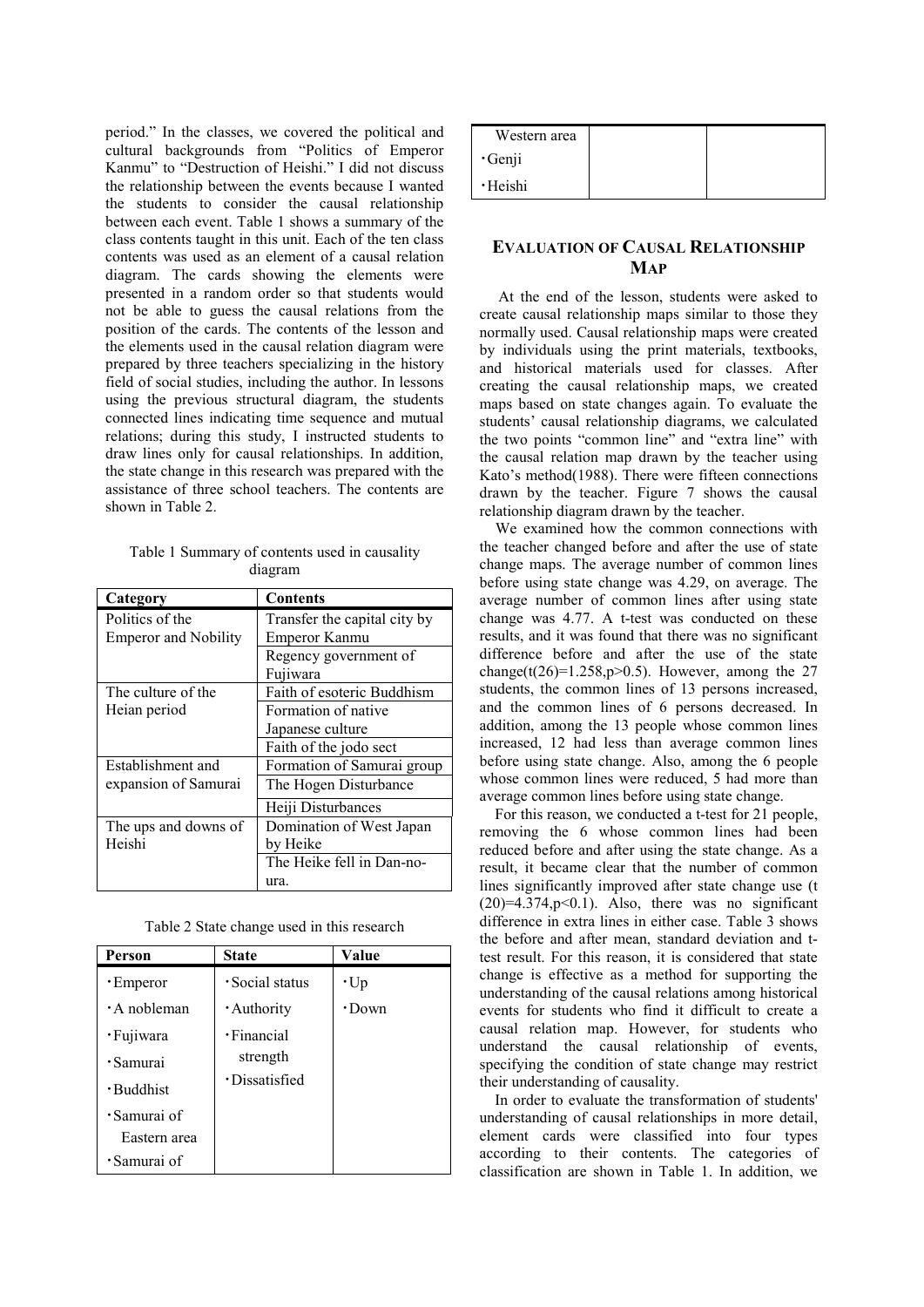period." In the classes, we covered the political and cultural backgrounds from "Politics of Emperor Kanmu" to "Destruction of Heishi." I did not discuss the relationship between the events because I wanted the students to consider the causal relationship between each event. Table 1 shows a summary of the class contents taught in this unit. Each of the ten class contents was used as an element of a causal relation diagram. The cards showing the elements were presented in a random order so that students would not be able to guess the causal relations from the position of the cards. The contents of the lesson and the elements used in the causal relation diagram were prepared by three teachers specializing in the history field of social studies, including the author. In lessons using the previous structural diagram, the students connected lines indicating time sequence and mutual relations; during this study, I instructed students to draw lines only for causal relationships. In addition, the state change in this research was prepared with the assistance of three school teachers. The contents are shown in Table 2.

Table 1 Summary of contents used in causality diagram

| Category | Contents |
|---|---|
| Politics of the Emperor and Nobility | Transfer the capital city by Emperor Kanmu |
| | Regency government of Fujiwara |
| The culture of the Heian period | Faith of esoteric Buddhism |
| | Formation of native Japanese culture |
| | Faith of the jodo sect |
| Establishment and expansion of Samurai | Formation of Samurai group |
| | The Hogen Disturbance |
| | Heiji Disturbances |
| The ups and downs of Heishi | Domination of West Japan by Heike |
| | The Heike fell in Dan-no-ura. |

Table 2 State change used in this research

| Person | State | Value |
|---|---|---|
| ・Emperor<br>・A nobleman<br>・Fujiwara<br>・Samurai<br>・Buddhist<br>・Samurai of Eastern area<br>・Samurai of Western area<br>・Genji<br>・Heishi | ・Social status<br>・Authority<br>・Financial strength<br>・Dissatisfied | ・Up<br>・Down |

## EVALUATION OF CAUSAL RELATIONSHIP MAP

At the end of the lesson, students were asked to create causal relationship maps similar to those they normally used. Causal relationship maps were created by individuals using the print materials, textbooks, and historical materials used for classes. After creating the causal relationship maps, we created maps based on state changes again. To evaluate the students' causal relationship diagrams, we calculated the two points "common line" and "extra line" with the causal relation map drawn by the teacher using Kato's method(1988). There were fifteen connections drawn by the teacher. Figure 7 shows the causal relationship diagram drawn by the teacher.

We examined how the common connections with the teacher changed before and after the use of state change maps. The average number of common lines before using state change was 4.29, on average. The average number of common lines after using state change was 4.77. A t-test was conducted on these results, and it was found that there was no significant difference before and after the use of the state change($t(26)=1.258, p>0.5$). However, among the 27 students, the common lines of 13 persons increased, and the common lines of 6 persons decreased. In addition, among the 13 people whose common lines increased, 12 had less than average common lines before using state change. Also, among the 6 people whose common lines were reduced, 5 had more than average common lines before using state change.

For this reason, we conducted a t-test for 21 people, removing the 6 whose common lines had been reduced before and after using the state change. As a result, it became clear that the number of common lines significantly improved after state change use ($t(20)=4.374, p<0.1$). Also, there was no significant difference in extra lines in either case. Table 3 shows the before and after mean, standard deviation and t-test result. For this reason, it is considered that state change is effective as a method for supporting the understanding of the causal relations among historical events for students who find it difficult to create a causal relation map. However, for students who understand the causal relationship of events, specifying the condition of state change may restrict their understanding of causality.

In order to evaluate the transformation of students' understanding of causal relationships in more detail, element cards were classified into four types according to their contents. The categories of classification are shown in Table 1. In addition, we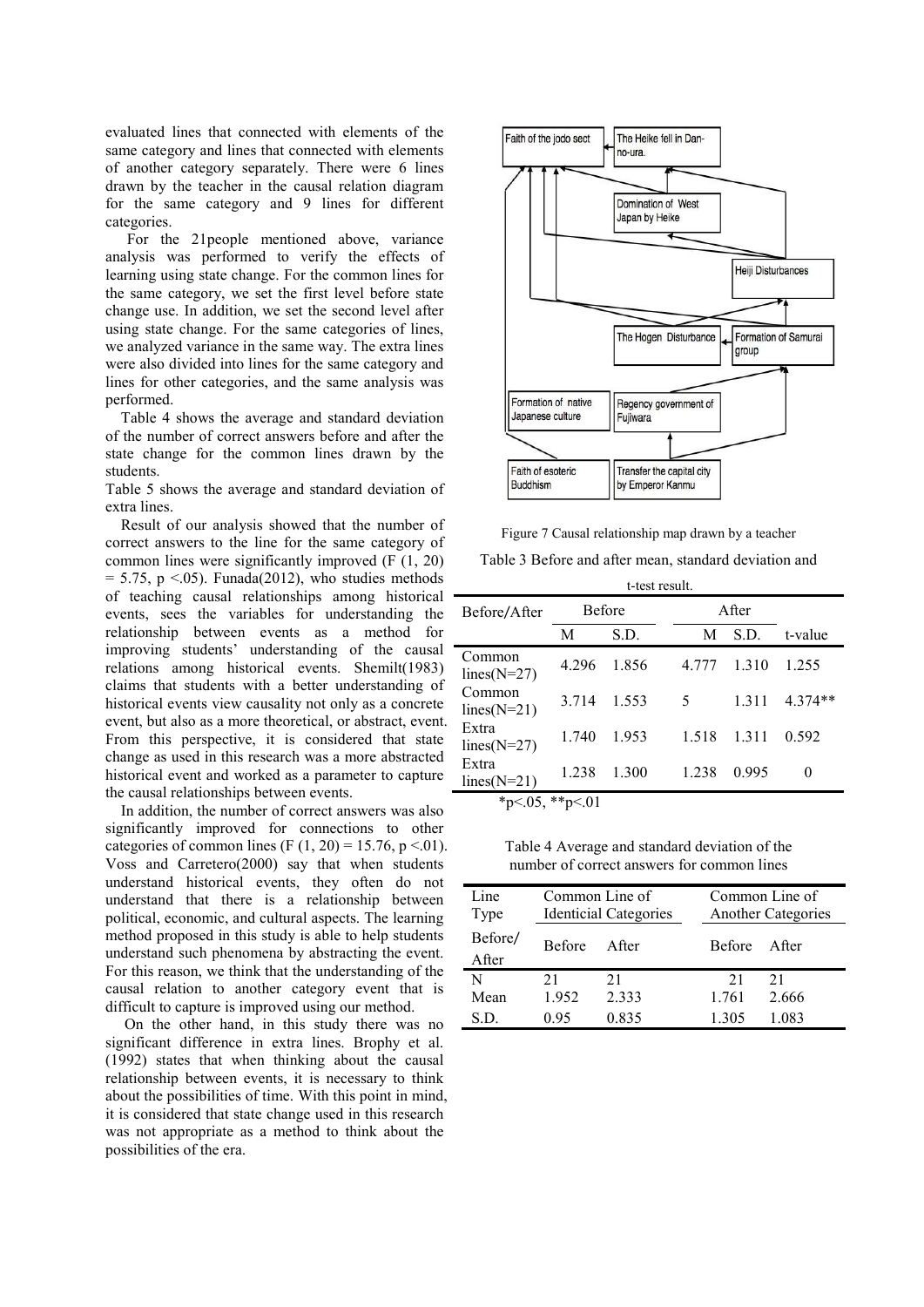evaluated lines that connected with elements of the same category and lines that connected with elements of another category separately. There were 6 lines drawn by the teacher in the causal relation diagram for the same category and 9 lines for different categories.

For the 21people mentioned above, variance analysis was performed to verify the effects of learning using state change. For the common lines for the same category, we set the first level before state change use. In addition, we set the second level after using state change. For the same categories of lines, we analyzed variance in the same way. The extra lines were also divided into lines for the same category and lines for other categories, and the same analysis was performed.

Table 4 shows the average and standard deviation of the number of correct answers before and after the state change for the common lines drawn by the students.

Table 5 shows the average and standard deviation of extra lines.

Result of our analysis showed that the number of correct answers to the line for the same category of common lines were significantly improved ($F(1, 20) = 5.75$, $p < .05$). Funada(2012), who studies methods of teaching causal relationships among historical events, sees the variables for understanding the relationship between events as a method for improving students' understanding of the causal relations among historical events. Shemilt(1983) claims that students with a better understanding of historical events view causality not only as a concrete event, but also as a more theoretical, or abstract, event. From this perspective, it is considered that state change as used in this research was a more abstracted historical event and worked as a parameter to capture the causal relationships between events.

In addition, the number of correct answers was also significantly improved for connections to other categories of common lines ($F(1, 20) = 15.76$, $p < .01$). Voss and Carretero(2000) say that when students understand historical events, they often do not understand that there is a relationship between political, economic, and cultural aspects. The learning method proposed in this study is able to help students understand such phenomena by abstracting the event. For this reason, we think that the understanding of the causal relation to another category event that is difficult to capture is improved using our method.

On the other hand, in this study there was no significant difference in extra lines. Brophy et al. (1992) states that when thinking about the causal relationship between events, it is necessary to think about the possibilities of time. With this point in mind, it is considered that state change used in this research was not appropriate as a method to think about the possibilities of the era.

Faith of the jodo sect | The Heike fell in Dan-no-ura. | Domination of West Japan by Heike | Heiji Disturbances | The Hogen Disturbance | Formation of Samurai group | Formation of native Japanese culture | Regency government of Fujiwara | Faith of esoteric Buddhism | Transfer the capital city by Emperor Kanmu

Figure 7 Causal relationship map drawn by a teacher

Table 3 Before and after mean, standard deviation and t-test result.

| Before/After | Before | | After | | |
|---|---|---|---|---|---|
| | M | S.D. | M | S.D. | t-value |
| Common lines(N=27) | 4.296 | 1.856 | 4.777 | 1.310 | 1.255 |
| Common lines(N=21) | 3.714 | 1.553 | 5 | 1.311 | 4.374** |
| Extra lines(N=27) | 1.740 | 1.953 | 1.518 | 1.311 | 0.592 |
| Extra lines(N=21) | 1.238 | 1.300 | 1.238 | 0.995 | 0 |

*p<.05, **p<.01

Table 4 Average and standard deviation of the number of correct answers for common lines

| Line Type | Common Line of Identicial Categories | | Common Line of Another Categories | |
|---|---|---|---|---|
| Before/After | Before | After | Before | After |
| N | 21 | 21 | 21 | 21 |
| Mean | 1.952 | 2.333 | 1.761 | 2.666 |
| S.D. | 0.95 | 0.835 | 1.305 | 1.083 |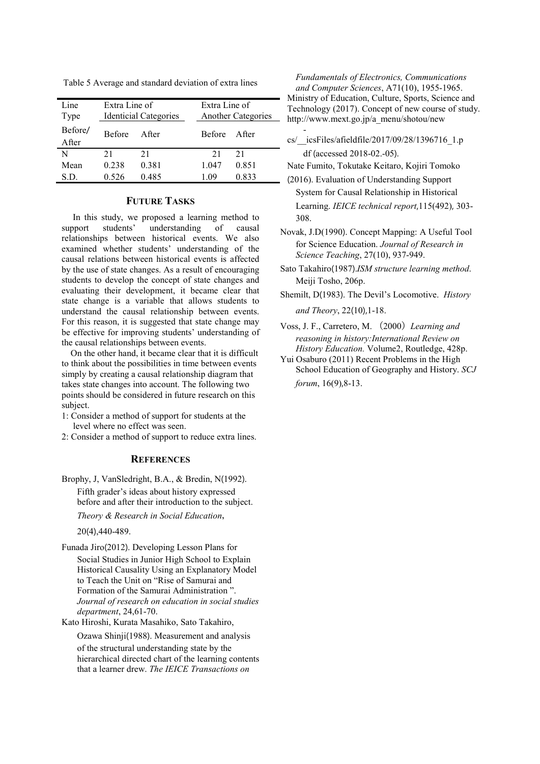Table 5 Average and standard deviation of extra lines

| Line Type | Extra Line of Identicial Categories | | Extra Line of Another Categories | |
|---|---|---|---|---|
| Before/ After | Before | After | Before | After |
| N | 21 | 21 | 21 | 21 |
| Mean | 0.238 | 0.381 | 1.047 | 0.851 |
| S.D. | 0.526 | 0.485 | 1.09 | 0.833 |

## Future Tasks

In this study, we proposed a learning method to support students' understanding of causal relationships between historical events. We also examined whether students' understanding of the causal relations between historical events is affected by the use of state changes. As a result of encouraging students to develop the concept of state changes and evaluating their development, it became clear that state change is a variable that allows students to understand the causal relationship between events. For this reason, it is suggested that state change may be effective for improving students' understanding of the causal relationships between events.

On the other hand, it became clear that it is difficult to think about the possibilities in time between events simply by creating a causal relationship diagram that takes state changes into account. The following two points should be considered in future research on this subject.

1: Consider a method of support for students at the level where no effect was seen.
2: Consider a method of support to reduce extra lines.

## References

Brophy, J, VanSledright, B.A., & Bredin, N(1992). Fifth grader's ideas about history expressed before and after their introduction to the subject. *Theory & Research in Social Education*, 20(4),440-489.

Funada Jiro(2012). Developing Lesson Plans for Social Studies in Junior High School to Explain Historical Causality Using an Explanatory Model to Teach the Unit on "Rise of Samurai and Formation of the Samurai Administration ". *Journal of research on education in social studies department*, 24,61-70.

Kato Hiroshi, Kurata Masahiko, Sato Takahiro, Ozawa Shinji(1988). Measurement and analysis of the structural understanding state by the hierarchical directed chart of the learning contents that a learner drew. *The IEICE Transactions on Fundamentals of Electronics, Communications and Computer Sciences*, A71(10), 1955-1965.

Ministry of Education, Culture, Sports, Science and Technology (2017). Concept of new course of study. http://www.mext.go.jp/a_menu/shotou/new-cs/__icsFiles/afieldfile/2017/09/28/1396716_1.pdf (accessed 2018-02.-05).

Nate Fumito, Tokutake Keitaro, Kojiri Tomoko (2016). Evaluation of Understanding Support System for Causal Relationship in Historical Learning. *IEICE technical report*,115(492), 303-308.

Novak, J.D(1990). Concept Mapping: A Useful Tool for Science Education. *Journal of Research in Science Teaching*, 27(10), 937-949.

Sato Takahiro(1987).*ISM structure learning method*. Meiji Tosho, 206p.

Shemilt, D(1983). The Devil's Locomotive. *History and Theory*, 22(10),1-18.

Voss, J. F., Carretero, M. （2000）*Learning and reasoning in history:International Review on History Education.* Volume2, Routledge, 428p.

Yui Osaburo (2011) Recent Problems in the High School Education of Geography and History. *SCJ forum*, 16(9),8-13.